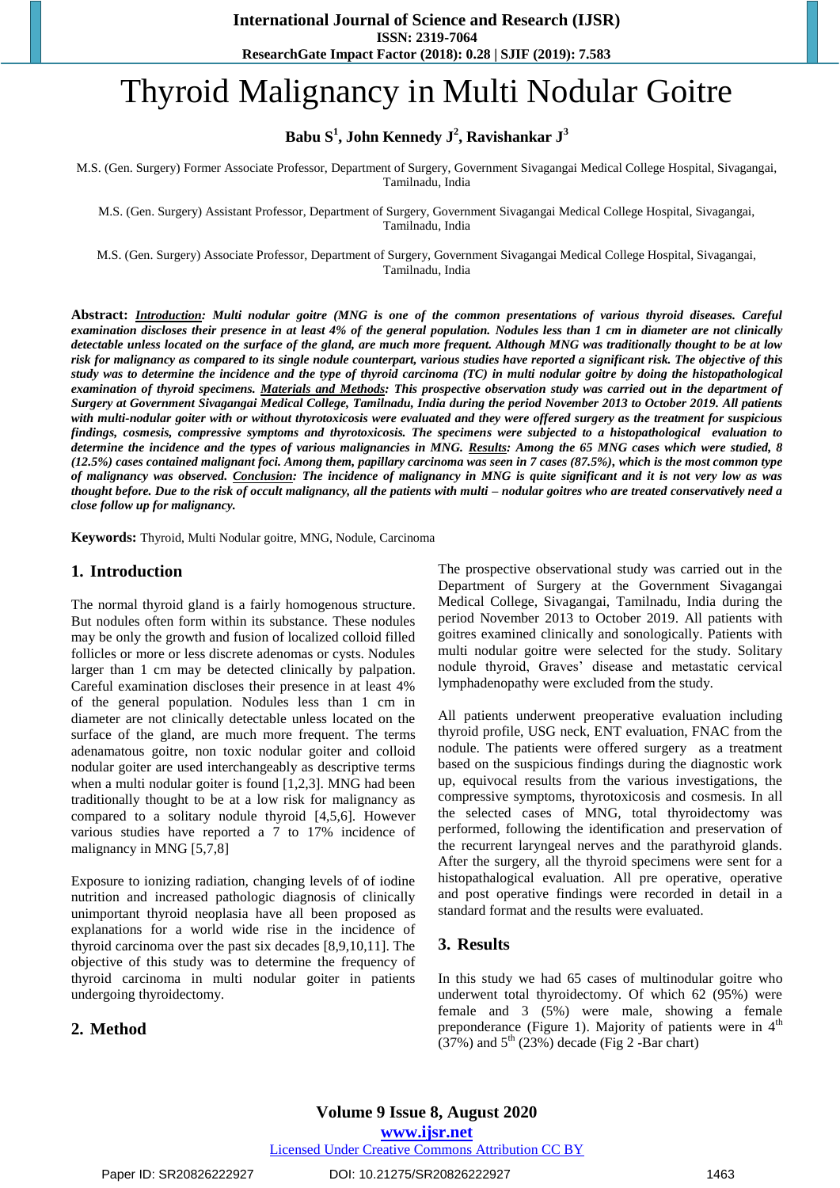# Thyroid Malignancy in Multi Nodular Goitre

**Babu S[1], John Kennedy J[2], Ravishankar J[3]**

M.S. (Gen. Surgery) Former Associate Professor, Department of Surgery, Government Sivagangai Medical College Hospital, Sivagangai, Tamilnadu, India

M.S. (Gen. Surgery) Assistant Professor, Department of Surgery, Government Sivagangai Medical College Hospital, Sivagangai, Tamilnadu, India

M.S. (Gen. Surgery) Associate Professor, Department of Surgery, Government Sivagangai Medical College Hospital, Sivagangai, Tamilnadu, India

**Abstract:** ***Introduction**: Multi nodular goitre (MNG is one of the common presentations of various thyroid diseases. Careful examination discloses their presence in at least 4% of the general population. Nodules less than 1 cm in diameter are not clinically detectable unless located on the surface of the gland, are much more frequent. Although MNG was traditionally thought to be at low risk for malignancy as compared to its single nodule counterpart, various studies have reported a significant risk. The objective of this study was to determine the incidence and the type of thyroid carcinoma (TC) in multi nodular goitre by doing the histopathological examination of thyroid specimens. **Materials and Methods**: This prospective observation study was carried out in the department of Surgery at Government Sivagangai Medical College, Tamilnadu, India during the period November 2013 to October 2019. All patients with multi-nodular goiter with or without thyrotoxicosis were evaluated and they were offered surgery as the treatment for suspicious findings, cosmesis, compressive symptoms and thyrotoxicosis. The specimens were subjected to a histopathological evaluation to determine the incidence and the types of various malignancies in MNG. **Results**: Among the 65 MNG cases which were studied, 8 (12.5%) cases contained malignant foci. Among them, papillary carcinoma was seen in 7 cases (87.5%), which is the most common type of malignancy was observed. **Conclusion**: The incidence of malignancy in MNG is quite significant and it is not very low as was thought before. Due to the risk of occult malignancy, all the patients with multi – nodular goitres who are treated conservatively need a close follow up for malignancy.*

**Keywords:** Thyroid, Multi Nodular goitre, MNG, Nodule, Carcinoma

## 1. Introduction

The normal thyroid gland is a fairly homogenous structure. But nodules often form within its substance. These nodules may be only the growth and fusion of localized colloid filled follicles or more or less discrete adenomas or cysts. Nodules larger than 1 cm may be detected clinically by palpation. Careful examination discloses their presence in at least 4% of the general population. Nodules less than 1 cm in diameter are not clinically detectable unless located on the surface of the gland, are much more frequent. The terms adenamatous goitre, non toxic nodular goiter and colloid nodular goiter are used interchangeably as descriptive terms when a multi nodular goiter is found [1,2,3]. MNG had been traditionally thought to be at a low risk for malignancy as compared to a solitary nodule thyroid [4,5,6]. However various studies have reported a 7 to 17% incidence of malignancy in MNG [5,7,8]

Exposure to ionizing radiation, changing levels of of iodine nutrition and increased pathologic diagnosis of clinically unimportant thyroid neoplasia have all been proposed as explanations for a world wide rise in the incidence of thyroid carcinoma over the past six decades [8,9,10,11]. The objective of this study was to determine the frequency of thyroid carcinoma in multi nodular goiter in patients undergoing thyroidectomy.

## 2. Method

The prospective observational study was carried out in the Department of Surgery at the Government Sivagangai Medical College, Sivagangai, Tamilnadu, India during the period November 2013 to October 2019. All patients with goitres examined clinically and sonologically. Patients with multi nodular goitre were selected for the study. Solitary nodule thyroid, Graves' disease and metastatic cervical lymphadenopathy were excluded from the study.

All patients underwent preoperative evaluation including thyroid profile, USG neck, ENT evaluation, FNAC from the nodule. The patients were offered surgery as a treatment based on the suspicious findings during the diagnostic work up, equivocal results from the various investigations, the compressive symptoms, thyrotoxicosis and cosmesis. In all the selected cases of MNG, total thyroidectomy was performed, following the identification and preservation of the recurrent laryngeal nerves and the parathyroid glands. After the surgery, all the thyroid specimens were sent for a histopathological evaluation. All pre operative, operative and post operative findings were recorded in detail in a standard format and the results were evaluated.

## 3. Results

In this study we had 65 cases of multinodular goitre who underwent total thyroidectomy. Of which 62 (95%) were female and 3 (5%) were male, showing a female preponderance (Figure 1). Majority of patients were in 4th (37%) and 5th (23%) decade (Fig 2 -Bar chart)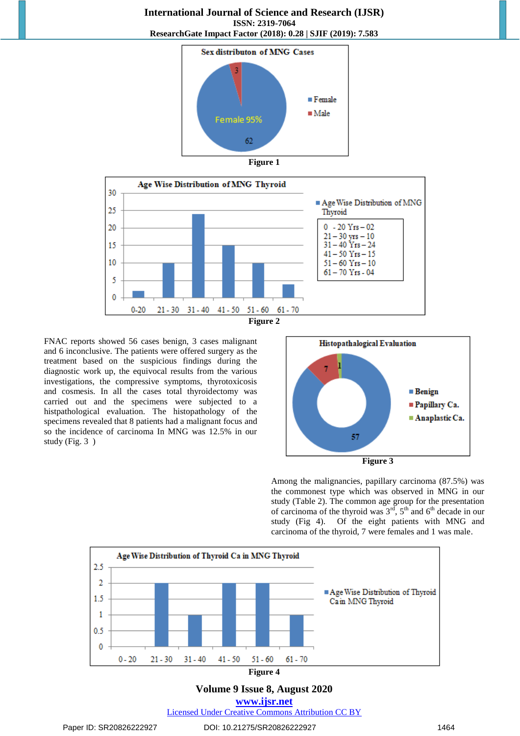Figure 1

Figure 2

FNAC reports showed 56 cases benign, 3 cases malignant and 6 inconclusive. The patients were offered surgery as the treatment based on the suspicious findings during the diagnostic work up, the equivocal results from the various investigations, the compressive symptoms, thyrotoxicosis and cosmesis. In all the cases total thyroidectomy was carried out and the specimens were subjected to a histpathological evaluation. The histopathology of the specimens revealed that 8 patients had a malignant focus and so the incidence of carcinoma In MNG was 12.5% in our study (Fig. 3 )

Figure 3

Among the malignancies, papillary carcinoma (87.5%) was the commonest type which was observed in MNG in our study (Table 2). The common age group for the presentation of carcinoma of the thyroid was 3[rd], 5[th] and 6[th] decade in our study (Fig 4). Of the eight patients with MNG and carcinoma of the thyroid, 7 were females and 1 was male.

Figure 4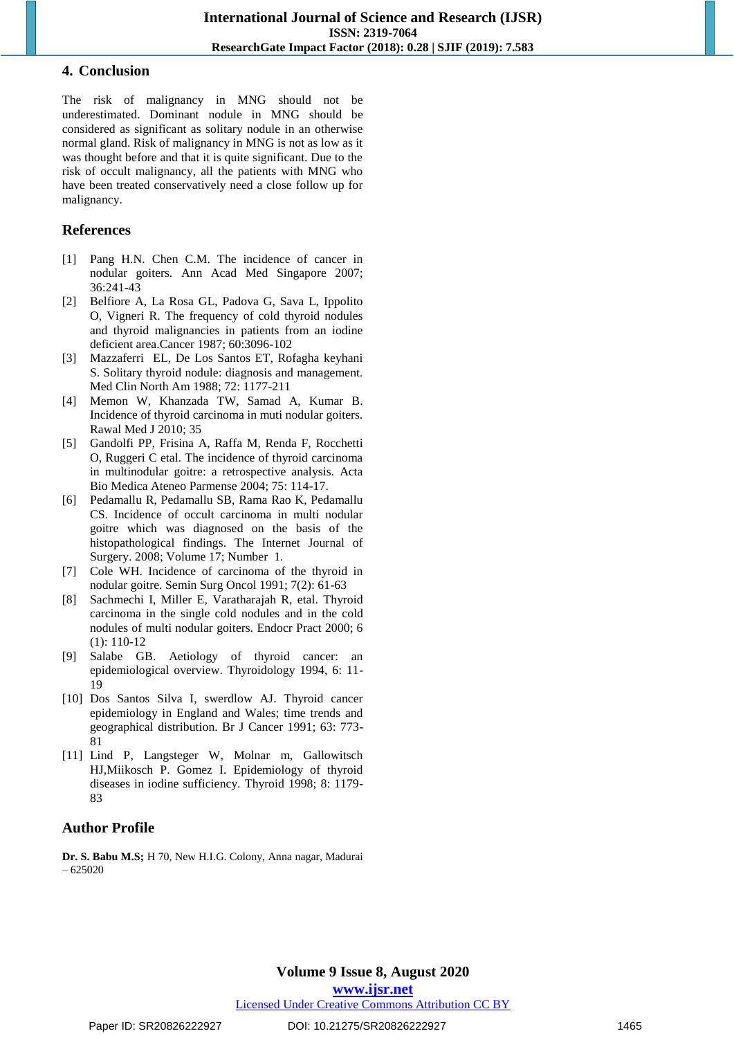## 4. Conclusion

The risk of malignancy in MNG should not be underestimated. Dominant nodule in MNG should be considered as significant as solitary nodule in an otherwise normal gland. Risk of malignancy in MNG is not as low as it was thought before and that it is quite significant. Due to the risk of occult malignancy, all the patients with MNG who have been treated conservatively need a close follow up for malignancy.

## References

[1] Pang H.N. Chen C.M. The incidence of cancer in nodular goiters. Ann Acad Med Singapore 2007; 36:241-43

[2] Belfiore A, La Rosa GL, Padova G, Sava L, Ippolito O, Vigneri R. The frequency of cold thyroid nodules and thyroid malignancies in patients from an iodine deficient area.Cancer 1987; 60:3096-102

[3] Mazzaferri EL, De Los Santos ET, Rofagha keyhani S. Solitary thyroid nodule: diagnosis and management. Med Clin North Am 1988; 72: 1177-211

[4] Memon W, Khanzada TW, Samad A, Kumar B. Incidence of thyroid carcinoma in muti nodular goiters. Rawal Med J 2010; 35

[5] Gandolfi PP, Frisina A, Raffa M, Renda F, Rocchetti O, Ruggeri C etal. The incidence of thyroid carcinoma in multinodular goitre: a retrospective analysis. Acta Bio Medica Ateneo Parmense 2004; 75: 114-17.

[6] Pedamallu R, Pedamallu SB, Rama Rao K, Pedamallu CS. Incidence of occult carcinoma in multi nodular goitre which was diagnosed on the basis of the histopathological findings. The Internet Journal of Surgery. 2008; Volume 17; Number 1.

[7] Cole WH. Incidence of carcinoma of the thyroid in nodular goitre. Semin Surg Oncol 1991; 7(2): 61-63

[8] Sachmechi I, Miller E, Varatharajah R, etal. Thyroid carcinoma in the single cold nodules and in the cold nodules of multi nodular goiters. Endocr Pract 2000; 6 (1): 110-12

[9] Salabe GB. Aetiology of thyroid cancer: an epidemiological overview. Thyroidology 1994, 6: 11-19

[10] Dos Santos Silva I, swerdlow AJ. Thyroid cancer epidemiology in England and Wales; time trends and geographical distribution. Br J Cancer 1991; 63: 773-81

[11] Lind P, Langsteger W, Molnar m, Gallowitsch HJ,Miikosch P. Gomez I. Epidemiology of thyroid diseases in iodine sufficiency. Thyroid 1998; 8: 1179-83

## Author Profile

**Dr. S. Babu M.S;** H 70, New H.I.G. Colony, Anna nagar, Madurai – 625020